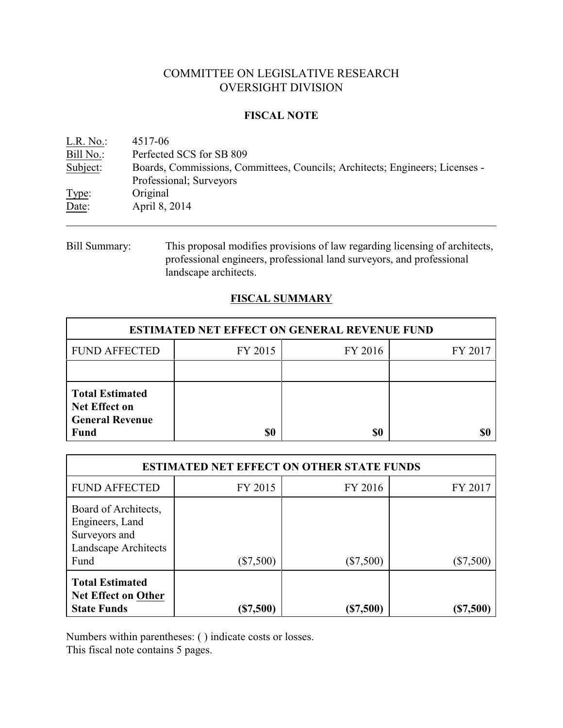# COMMITTEE ON LEGISLATIVE RESEARCH
# OVERSIGHT DIVISION

## FISCAL NOTE

L.R. No.: 4517-06
Bill No.: Perfected SCS for SB 809
Subject: Boards, Commissions, Committees, Councils; Architects; Engineers; Licenses - Professional; Surveyors
Type: Original
Date: April 8, 2014

---

Bill Summary: This proposal modifies provisions of law regarding licensing of architects, professional engineers, professional land surveyors, and professional landscape architects.

## FISCAL SUMMARY

| ESTIMATED NET EFFECT ON GENERAL REVENUE FUND | | | |
|---|---|---|---|
| FUND AFFECTED | FY 2015 | FY 2016 | FY 2017 |
| | | | |
| **Total Estimated Net Effect on General Revenue Fund** | **$0** | **$0** | **$0** |

| ESTIMATED NET EFFECT ON OTHER STATE FUNDS | | | |
|---|---|---|---|
| FUND AFFECTED | FY 2015 | FY 2016 | FY 2017 |
| Board of Architects, Engineers, Land Surveyors and Landscape Architects Fund | ($7,500) | ($7,500) | ($7,500) |
| **Total Estimated Net Effect on Other State Funds** | **($7,500)** | **($7,500)** | **($7,500)** |

Numbers within parentheses: ( ) indicate costs or losses.
This fiscal note contains 5 pages.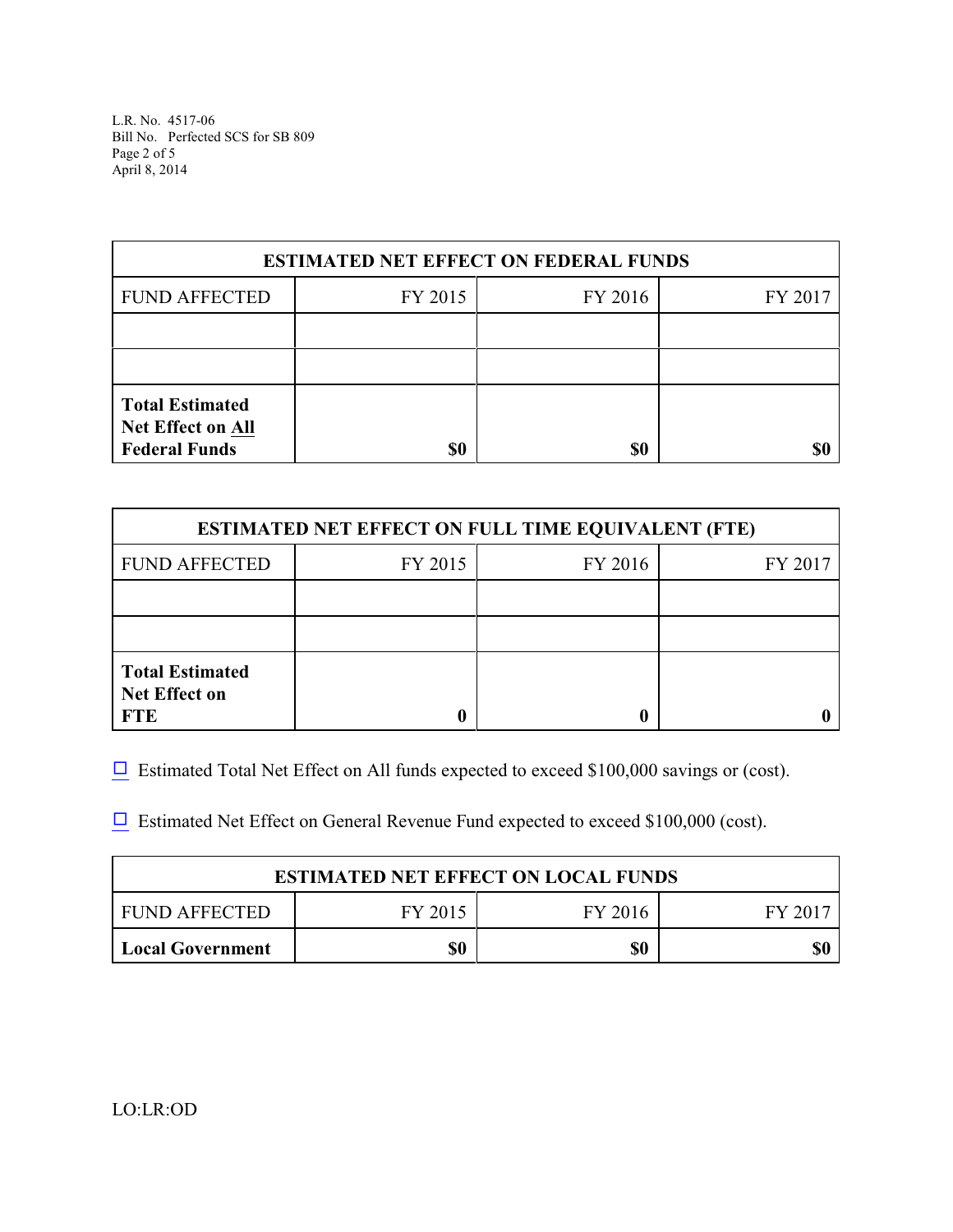| ESTIMATED NET EFFECT ON FEDERAL FUNDS | | | |
|---|---|---|---|
| FUND AFFECTED | FY 2015 | FY 2016 | FY 2017 |
| | | | |
| | | | |
| **Total Estimated Net Effect on All Federal Funds** | **$0** | **$0** | **$0** |

| ESTIMATED NET EFFECT ON FULL TIME EQUIVALENT (FTE) | | | |
|---|---|---|---|
| FUND AFFECTED | FY 2015 | FY 2016 | FY 2017 |
| | | | |
| | | | |
| **Total Estimated Net Effect on FTE** | **0** | **0** | **0** |

☐ Estimated Total Net Effect on All funds expected to exceed $100,000 savings or (cost).

☐ Estimated Net Effect on General Revenue Fund expected to exceed $100,000 (cost).

| ESTIMATED NET EFFECT ON LOCAL FUNDS | | | |
|---|---|---|---|
| FUND AFFECTED | FY 2015 | FY 2016 | FY 2017 |
| **Local Government** | **$0** | **$0** | **$0** |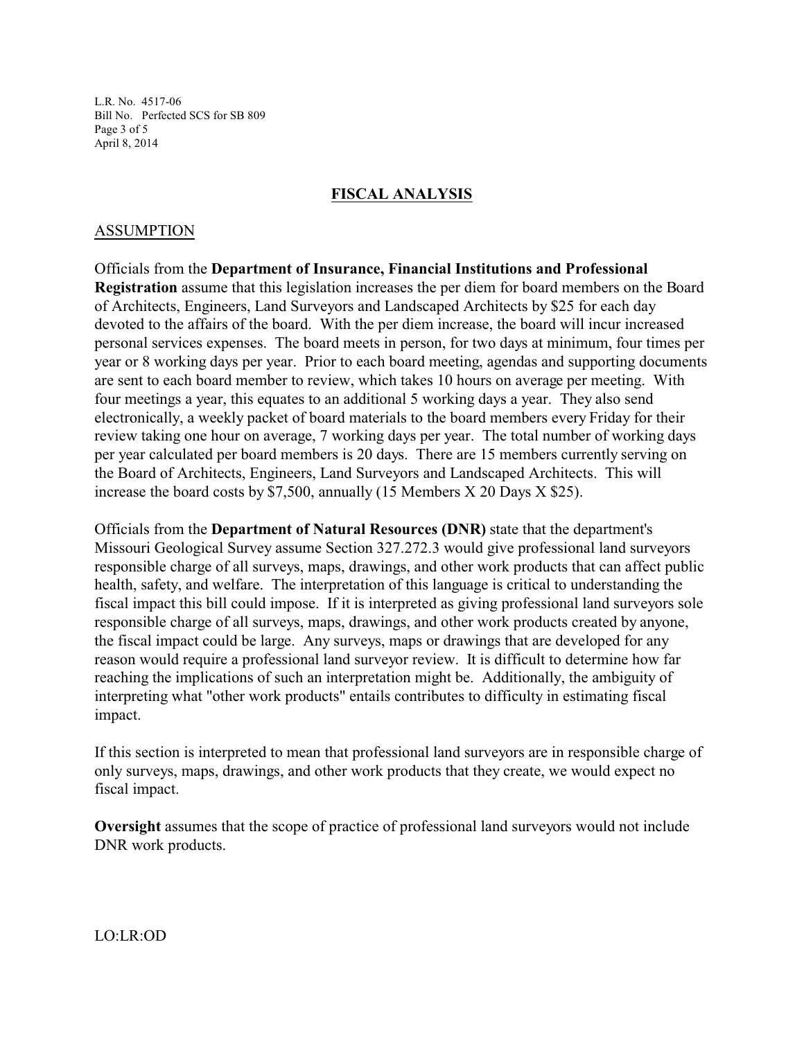## FISCAL ANALYSIS

### ASSUMPTION

Officials from the **Department of Insurance, Financial Institutions and Professional Registration** assume that this legislation increases the per diem for board members on the Board of Architects, Engineers, Land Surveyors and Landscaped Architects by $25 for each day devoted to the affairs of the board. With the per diem increase, the board will incur increased personal services expenses. The board meets in person, for two days at minimum, four times per year or 8 working days per year. Prior to each board meeting, agendas and supporting documents are sent to each board member to review, which takes 10 hours on average per meeting. With four meetings a year, this equates to an additional 5 working days a year. They also send electronically, a weekly packet of board materials to the board members every Friday for their review taking one hour on average, 7 working days per year. The total number of working days per year calculated per board members is 20 days. There are 15 members currently serving on the Board of Architects, Engineers, Land Surveyors and Landscaped Architects. This will increase the board costs by $7,500, annually (15 Members X 20 Days X $25).

Officials from the **Department of Natural Resources (DNR)** state that the department's Missouri Geological Survey assume Section 327.272.3 would give professional land surveyors responsible charge of all surveys, maps, drawings, and other work products that can affect public health, safety, and welfare. The interpretation of this language is critical to understanding the fiscal impact this bill could impose. If it is interpreted as giving professional land surveyors sole responsible charge of all surveys, maps, drawings, and other work products created by anyone, the fiscal impact could be large. Any surveys, maps or drawings that are developed for any reason would require a professional land surveyor review. It is difficult to determine how far reaching the implications of such an interpretation might be. Additionally, the ambiguity of interpreting what "other work products" entails contributes to difficulty in estimating fiscal impact.

If this section is interpreted to mean that professional land surveyors are in responsible charge of only surveys, maps, drawings, and other work products that they create, we would expect no fiscal impact.

**Oversight** assumes that the scope of practice of professional land surveyors would not include DNR work products.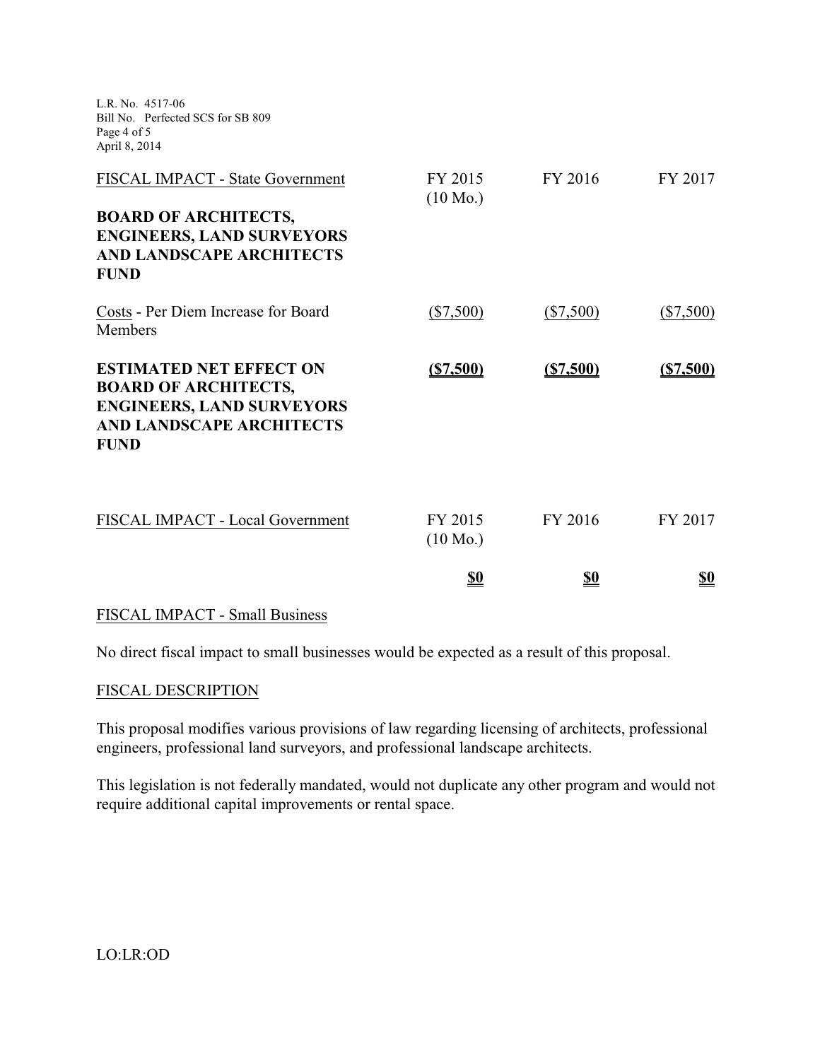| FISCAL IMPACT - State Government | FY 2015 (10 Mo.) | FY 2016 | FY 2017 |
|---|---|---|---|
| **BOARD OF ARCHITECTS, ENGINEERS, LAND SURVEYORS AND LANDSCAPE ARCHITECTS FUND** | | | |
| Costs - Per Diem Increase for Board Members | ($7,500) | ($7,500) | ($7,500) |
| **ESTIMATED NET EFFECT ON BOARD OF ARCHITECTS, ENGINEERS, LAND SURVEYORS AND LANDSCAPE ARCHITECTS FUND** | **($7,500)** | **($7,500)** | **($7,500)** |

| FISCAL IMPACT - Local Government | FY 2015 (10 Mo.) | FY 2016 | FY 2017 |
|---|---|---|---|
| | **$0** | **$0** | **$0** |

## FISCAL IMPACT - Small Business

No direct fiscal impact to small businesses would be expected as a result of this proposal.

## FISCAL DESCRIPTION

This proposal modifies various provisions of law regarding licensing of architects, professional engineers, professional land surveyors, and professional landscape architects.

This legislation is not federally mandated, would not duplicate any other program and would not require additional capital improvements or rental space.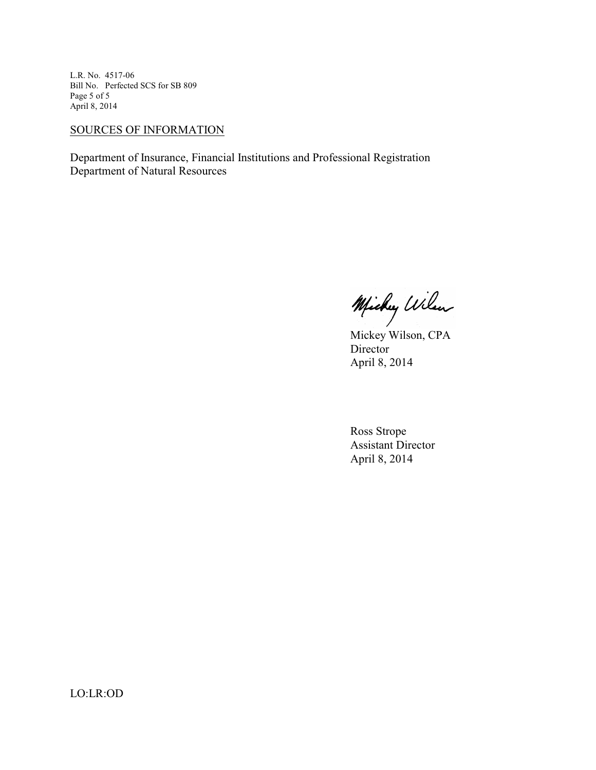## SOURCES OF INFORMATION

Department of Insurance, Financial Institutions and Professional Registration
Department of Natural Resources

Mickey Wilson, CPA
Director
April 8, 2014

Ross Strope
Assistant Director
April 8, 2014

LO:LR:OD